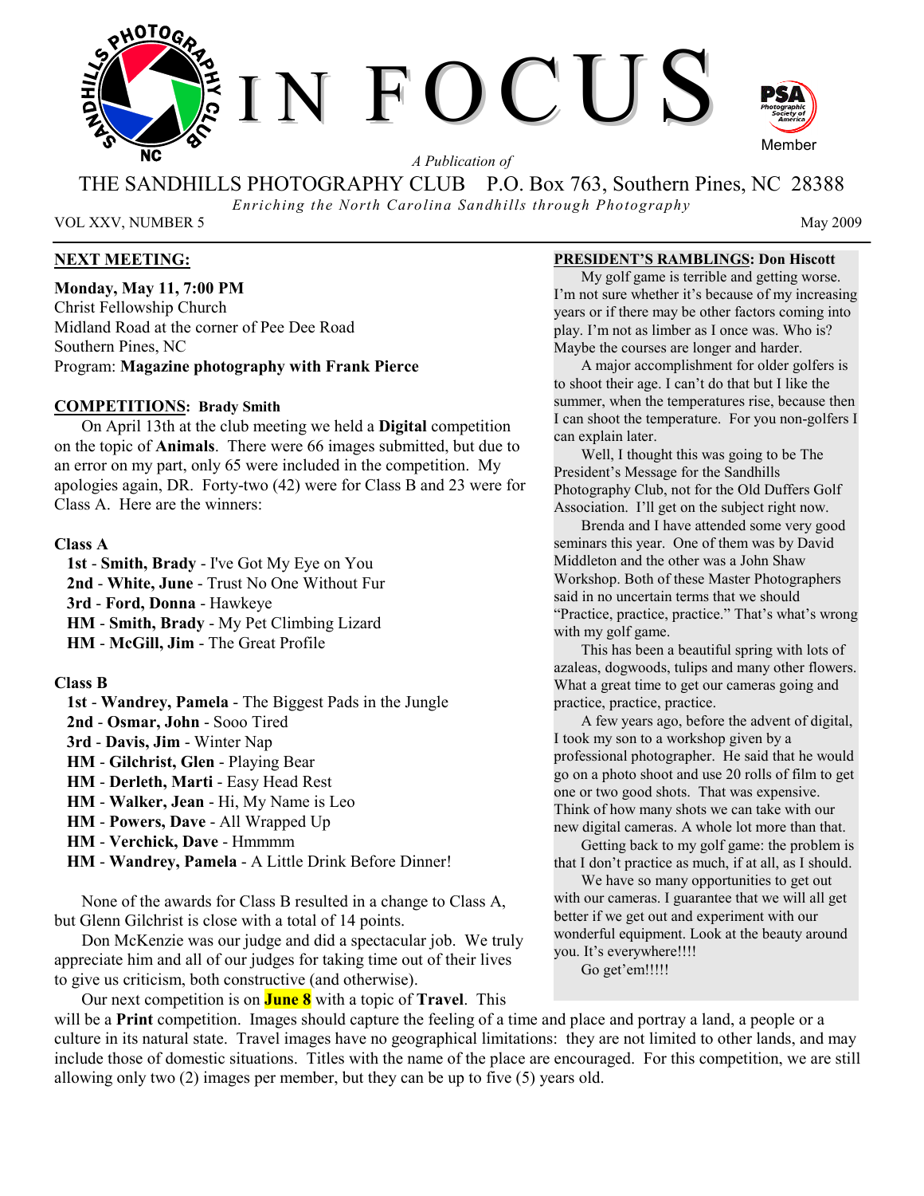# IN FOCUS

*A Publication of*

THE SANDHILLS PHOTOGRAPHY CLUB P.O. Box 763, Southern Pines, NC 28388

*Enriching the North Carolina Sandhills through Photography*

VOL XXV, NUMBER 5 May 2009

## NEXT MEETING:

**Monday, May 11, 7:00 PM**
Christ Fellowship Church
Midland Road at the corner of Pee Dee Road
Southern Pines, NC
Program: **Magazine photography with Frank Pierce**

## COMPETITIONS: Brady Smith

On April 13th at the club meeting we held a **Digital** competition on the topic of **Animals**. There were 66 images submitted, but due to an error on my part, only 65 were included in the competition. My apologies again, DR. Forty-two (42) were for Class B and 23 were for Class A. Here are the winners:

**Class A**

- **1st** - **Smith, Brady** - I've Got My Eye on You
- **2nd** - **White, June** - Trust No One Without Fur
- **3rd** - **Ford, Donna** - Hawkeye
- **HM** - **Smith, Brady** - My Pet Climbing Lizard
- **HM** - **McGill, Jim** - The Great Profile

**Class B**

- **1st** - **Wandrey, Pamela** - The Biggest Pads in the Jungle
- **2nd** - **Osmar, John** - Sooo Tired
- **3rd** - **Davis, Jim** - Winter Nap
- **HM** - **Gilchrist, Glen** - Playing Bear
- **HM** - **Derleth, Marti** - Easy Head Rest
- **HM** - **Walker, Jean** - Hi, My Name is Leo
- **HM** - **Powers, Dave** - All Wrapped Up
- **HM** - **Verchick, Dave** - Hmmmm
- **HM** - **Wandrey, Pamela** - A Little Drink Before Dinner!

None of the awards for Class B resulted in a change to Class A, but Glenn Gilchrist is close with a total of 14 points.

Don McKenzie was our judge and did a spectacular job. We truly appreciate him and all of our judges for taking time out of their lives to give us criticism, both constructive (and otherwise).

Our next competition is on **June 8** with a topic of **Travel**. This will be a **Print** competition. Images should capture the feeling of a time and place and portray a land, a people or a culture in its natural state. Travel images have no geographical limitations: they are not limited to other lands, and may include those of domestic situations. Titles with the name of the place are encouraged. For this competition, we are still allowing only two (2) images per member, but they can be up to five (5) years old.

## PRESIDENT'S RAMBLINGS: Don Hiscott

My golf game is terrible and getting worse. I'm not sure whether it's because of my increasing years or if there may be other factors coming into play. I'm not as limber as I once was. Who is? Maybe the courses are longer and harder.

A major accomplishment for older golfers is to shoot their age. I can't do that but I like the summer, when the temperatures rise, because then I can shoot the temperature. For you non-golfers I can explain later.

Well, I thought this was going to be The President's Message for the Sandhills Photography Club, not for the Old Duffers Golf Association. I'll get on the subject right now.

Brenda and I have attended some very good seminars this year. One of them was by David Middleton and the other was a John Shaw Workshop. Both of these Master Photographers said in no uncertain terms that we should "Practice, practice, practice." That's what's wrong with my golf game.

This has been a beautiful spring with lots of azaleas, dogwoods, tulips and many other flowers. What a great time to get our cameras going and practice, practice, practice.

A few years ago, before the advent of digital, I took my son to a workshop given by a professional photographer. He said that he would go on a photo shoot and use 20 rolls of film to get one or two good shots. That was expensive. Think of how many shots we can take with our new digital cameras. A whole lot more than that.

Getting back to my golf game: the problem is that I don't practice as much, if at all, as I should.

We have so many opportunities to get out with our cameras. I guarantee that we will all get better if we get out and experiment with our wonderful equipment. Look at the beauty around you. It's everywhere!!!!

Go get'em!!!!!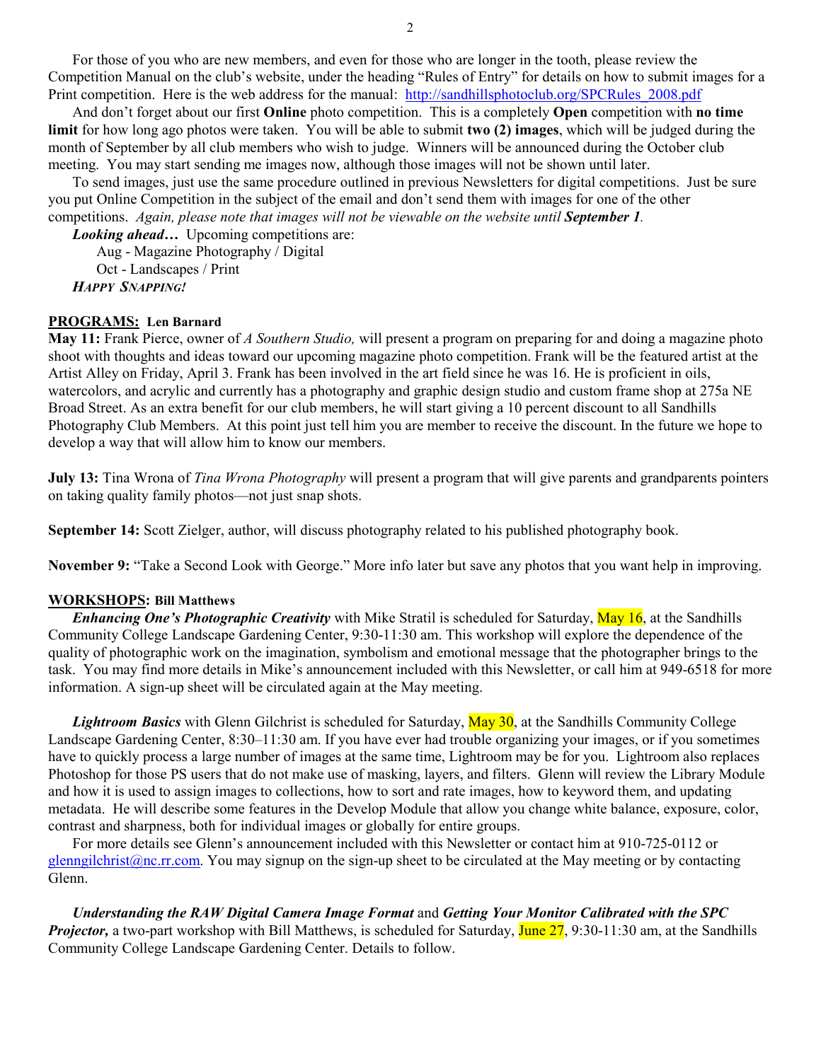For those of you who are new members, and even for those who are longer in the tooth, please review the Competition Manual on the club's website, under the heading "Rules of Entry" for details on how to submit images for a Print competition. Here is the web address for the manual: http://sandhillsphotoclub.org/SPCRules_2008.pdf

And don't forget about our first **Online** photo competition. This is a completely **Open** competition with **no time limit** for how long ago photos were taken. You will be able to submit **two (2) images**, which will be judged during the month of September by all club members who wish to judge. Winners will be announced during the October club meeting. You may start sending me images now, although those images will not be shown until later.

To send images, just use the same procedure outlined in previous Newsletters for digital competitions. Just be sure you put Online Competition in the subject of the email and don't send them with images for one of the other competitions. *Again, please note that images will not be viewable on the website until **September 1**.*

***Looking ahead…*** Upcoming competitions are:

- Aug - Magazine Photography / Digital
- Oct - Landscapes / Print

***HAPPY SNAPPING!***

## PROGRAMS: Len Barnard

**May 11:** Frank Pierce, owner of *A Southern Studio,* will present a program on preparing for and doing a magazine photo shoot with thoughts and ideas toward our upcoming magazine photo competition. Frank will be the featured artist at the Artist Alley on Friday, April 3. Frank has been involved in the art field since he was 16. He is proficient in oils, watercolors, and acrylic and currently has a photography and graphic design studio and custom frame shop at 275a NE Broad Street. As an extra benefit for our club members, he will start giving a 10 percent discount to all Sandhills Photography Club Members. At this point just tell him you are member to receive the discount. In the future we hope to develop a way that will allow him to know our members.

**July 13:** Tina Wrona of *Tina Wrona Photography* will present a program that will give parents and grandparents pointers on taking quality family photos—not just snap shots.

**September 14:** Scott Zielger, author, will discuss photography related to his published photography book.

**November 9:** "Take a Second Look with George." More info later but save any photos that you want help in improving.

## WORKSHOPS: Bill Matthews

***Enhancing One's Photographic Creativity*** with Mike Stratil is scheduled for Saturday, May 16, at the Sandhills Community College Landscape Gardening Center, 9:30-11:30 am. This workshop will explore the dependence of the quality of photographic work on the imagination, symbolism and emotional message that the photographer brings to the task. You may find more details in Mike's announcement included with this Newsletter, or call him at 949-6518 for more information. A sign-up sheet will be circulated again at the May meeting.

***Lightroom Basics*** with Glenn Gilchrist is scheduled for Saturday, May 30, at the Sandhills Community College Landscape Gardening Center, 8:30–11:30 am. If you have ever had trouble organizing your images, or if you sometimes have to quickly process a large number of images at the same time, Lightroom may be for you. Lightroom also replaces Photoshop for those PS users that do not make use of masking, layers, and filters. Glenn will review the Library Module and how it is used to assign images to collections, how to sort and rate images, how to keyword them, and updating metadata. He will describe some features in the Develop Module that allow you change white balance, exposure, color, contrast and sharpness, both for individual images or globally for entire groups.

For more details see Glenn's announcement included with this Newsletter or contact him at 910-725-0112 or glenngilchrist@nc.rr.com. You may signup on the sign-up sheet to be circulated at the May meeting or by contacting Glenn.

***Understanding the RAW Digital Camera Image Format*** and ***Getting Your Monitor Calibrated with the SPC Projector,*** a two-part workshop with Bill Matthews, is scheduled for Saturday, June 27, 9:30-11:30 am, at the Sandhills Community College Landscape Gardening Center. Details to follow.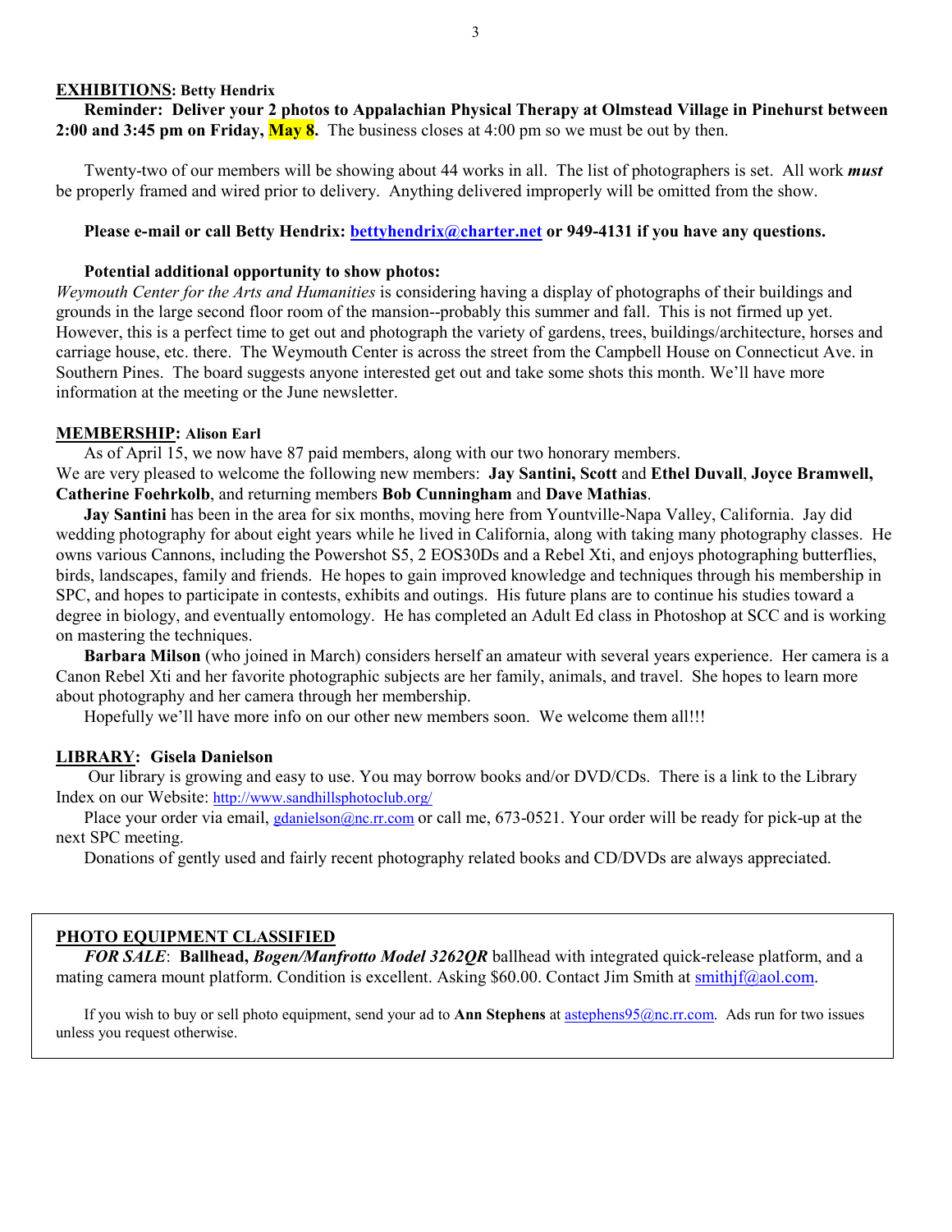**EXHIBITIONS: Betty Hendrix**

**Reminder: Deliver your 2 photos to Appalachian Physical Therapy at Olmstead Village in Pinehurst between 2:00 and 3:45 pm on Friday, May 8.** The business closes at 4:00 pm so we must be out by then.

Twenty-two of our members will be showing about 44 works in all. The list of photographers is set. All work ***must*** be properly framed and wired prior to delivery. Anything delivered improperly will be omitted from the show.

**Please e-mail or call Betty Hendrix: bettyhendrix@charter.net or 949-4131 if you have any questions.**

**Potential additional opportunity to show photos:**

*Weymouth Center for the Arts and Humanities* is considering having a display of photographs of their buildings and grounds in the large second floor room of the mansion--probably this summer and fall. This is not firmed up yet. However, this is a perfect time to get out and photograph the variety of gardens, trees, buildings/architecture, horses and carriage house, etc. there. The Weymouth Center is across the street from the Campbell House on Connecticut Ave. in Southern Pines. The board suggests anyone interested get out and take some shots this month. We'll have more information at the meeting or the June newsletter.

**MEMBERSHIP: Alison Earl**

As of April 15, we now have 87 paid members, along with our two honorary members.
We are very pleased to welcome the following new members: **Jay Santini, Scott** and **Ethel Duvall**, **Joyce Bramwell, Catherine Foehrkolb**, and returning members **Bob Cunningham** and **Dave Mathias**.

**Jay Santini** has been in the area for six months, moving here from Yountville-Napa Valley, California. Jay did wedding photography for about eight years while he lived in California, along with taking many photography classes. He owns various Cannons, including the Powershot S5, 2 EOS30Ds and a Rebel Xti, and enjoys photographing butterflies, birds, landscapes, family and friends. He hopes to gain improved knowledge and techniques through his membership in SPC, and hopes to participate in contests, exhibits and outings. His future plans are to continue his studies toward a degree in biology, and eventually entomology. He has completed an Adult Ed class in Photoshop at SCC and is working on mastering the techniques.

**Barbara Milson** (who joined in March) considers herself an amateur with several years experience. Her camera is a Canon Rebel Xti and her favorite photographic subjects are her family, animals, and travel. She hopes to learn more about photography and her camera through her membership.

Hopefully we'll have more info on our other new members soon. We welcome them all!!!

**LIBRARY: Gisela Danielson**

Our library is growing and easy to use. You may borrow books and/or DVD/CDs. There is a link to the Library Index on our Website: http://www.sandhillsphotoclub.org/

Place your order via email, gdanielson@nc.rr.com or call me, 673-0521. Your order will be ready for pick-up at the next SPC meeting.

Donations of gently used and fairly recent photography related books and CD/DVDs are always appreciated.

**PHOTO EQUIPMENT CLASSIFIED**

***FOR SALE***: **Ballhead,** ***Bogen/Manfrotto Model 3262QR*** ballhead with integrated quick-release platform, and a mating camera mount platform. Condition is excellent. Asking $60.00. Contact Jim Smith at smithjf@aol.com.

If you wish to buy or sell photo equipment, send your ad to **Ann Stephens** at astephens95@nc.rr.com. Ads run for two issues unless you request otherwise.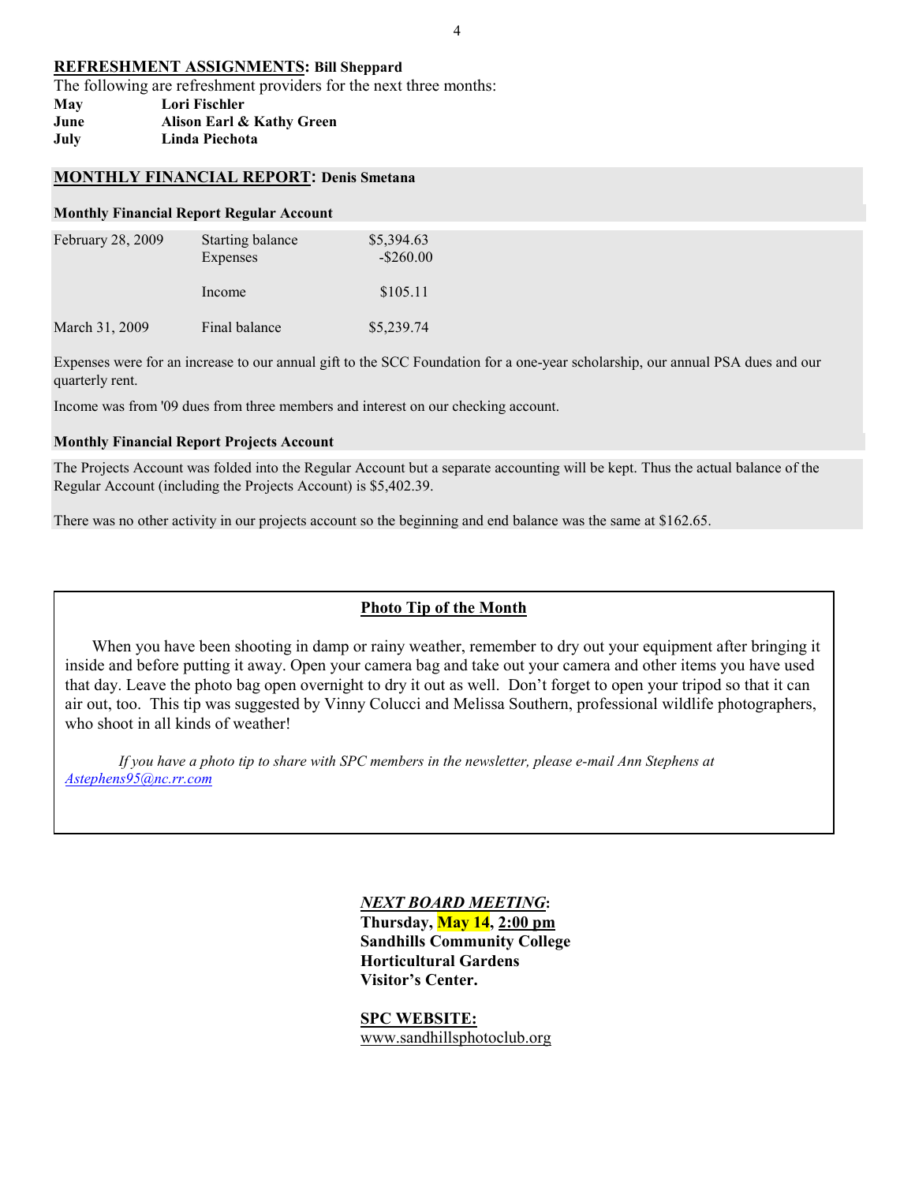## **REFRESHMENT ASSIGNMENTS: Bill Sheppard**

The following are refreshment providers for the next three months:

| | |
|---|---|
| **May** | **Lori Fischler** |
| **June** | **Alison Earl & Kathy Green** |
| **July** | **Linda Piechota** |

## **MONTHLY FINANCIAL REPORT: Denis Smetana**

**Monthly Financial Report Regular Account**

| | | |
|---|---|---|
| February 28, 2009 | Starting balance | $5,394.63 |
| | Expenses | -$260.00 |
| | Income | $105.11 |
| March 31, 2009 | Final balance | $5,239.74 |

Expenses were for an increase to our annual gift to the SCC Foundation for a one-year scholarship, our annual PSA dues and our quarterly rent.

Income was from '09 dues from three members and interest on our checking account.

**Monthly Financial Report Projects Account**

The Projects Account was folded into the Regular Account but a separate accounting will be kept. Thus the actual balance of the Regular Account (including the Projects Account) is $5,402.39.

There was no other activity in our projects account so the beginning and end balance was the same at $162.65.

---

### **Photo Tip of the Month**

When you have been shooting in damp or rainy weather, remember to dry out your equipment after bringing it inside and before putting it away. Open your camera bag and take out your camera and other items you have used that day. Leave the photo bag open overnight to dry it out as well. Don't forget to open your tripod so that it can air out, too. This tip was suggested by Vinny Colucci and Melissa Southern, professional wildlife photographers, who shoot in all kinds of weather!

*If you have a photo tip to share with SPC members in the newsletter, please e-mail Ann Stephens at Astephens95@nc.rr.com*

---

***NEXT BOARD MEETING*:**
**Thursday, May 14, 2:00 pm**
**Sandhills Community College**
**Horticultural Gardens**
**Visitor's Center.**

**SPC WEBSITE:**
www.sandhillsphotoclub.org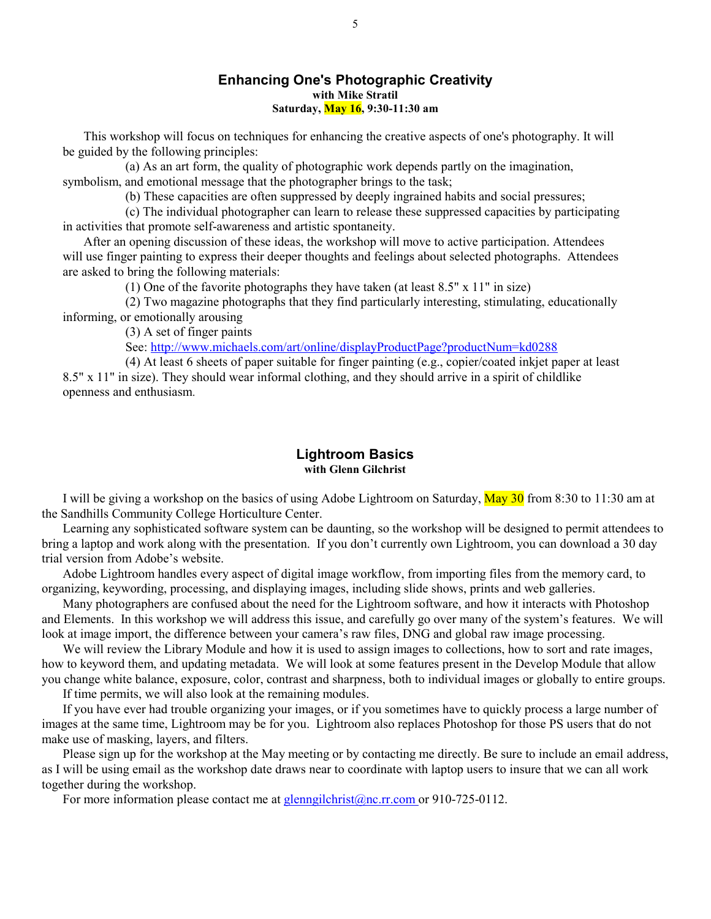## Enhancing One's Photographic Creativity

**with Mike Stratil**
**Saturday, May 16, 9:30-11:30 am**

This workshop will focus on techniques for enhancing the creative aspects of one's photography. It will be guided by the following principles:

(a) As an art form, the quality of photographic work depends partly on the imagination, symbolism, and emotional message that the photographer brings to the task;

(b) These capacities are often suppressed by deeply ingrained habits and social pressures;

(c) The individual photographer can learn to release these suppressed capacities by participating in activities that promote self-awareness and artistic spontaneity.

After an opening discussion of these ideas, the workshop will move to active participation. Attendees will use finger painting to express their deeper thoughts and feelings about selected photographs. Attendees are asked to bring the following materials:

(1) One of the favorite photographs they have taken (at least 8.5" x 11" in size)

(2) Two magazine photographs that they find particularly interesting, stimulating, educationally informing, or emotionally arousing

(3) A set of finger paints

See: http://www.michaels.com/art/online/displayProductPage?productNum=kd0288

(4) At least 6 sheets of paper suitable for finger painting (e.g., copier/coated inkjet paper at least 8.5" x 11" in size). They should wear informal clothing, and they should arrive in a spirit of childlike openness and enthusiasm.

## Lightroom Basics

**with Glenn Gilchrist**

I will be giving a workshop on the basics of using Adobe Lightroom on Saturday, May 30 from 8:30 to 11:30 am at the Sandhills Community College Horticulture Center.

Learning any sophisticated software system can be daunting, so the workshop will be designed to permit attendees to bring a laptop and work along with the presentation. If you don't currently own Lightroom, you can download a 30 day trial version from Adobe's website.

Adobe Lightroom handles every aspect of digital image workflow, from importing files from the memory card, to organizing, keywording, processing, and displaying images, including slide shows, prints and web galleries.

Many photographers are confused about the need for the Lightroom software, and how it interacts with Photoshop and Elements. In this workshop we will address this issue, and carefully go over many of the system's features. We will look at image import, the difference between your camera's raw files, DNG and global raw image processing.

We will review the Library Module and how it is used to assign images to collections, how to sort and rate images, how to keyword them, and updating metadata. We will look at some features present in the Develop Module that allow you change white balance, exposure, color, contrast and sharpness, both to individual images or globally to entire groups.

If time permits, we will also look at the remaining modules.

If you have ever had trouble organizing your images, or if you sometimes have to quickly process a large number of images at the same time, Lightroom may be for you. Lightroom also replaces Photoshop for those PS users that do not make use of masking, layers, and filters.

Please sign up for the workshop at the May meeting or by contacting me directly. Be sure to include an email address, as I will be using email as the workshop date draws near to coordinate with laptop users to insure that we can all work together during the workshop.

For more information please contact me at glenngilchrist@nc.rr.com or 910-725-0112.